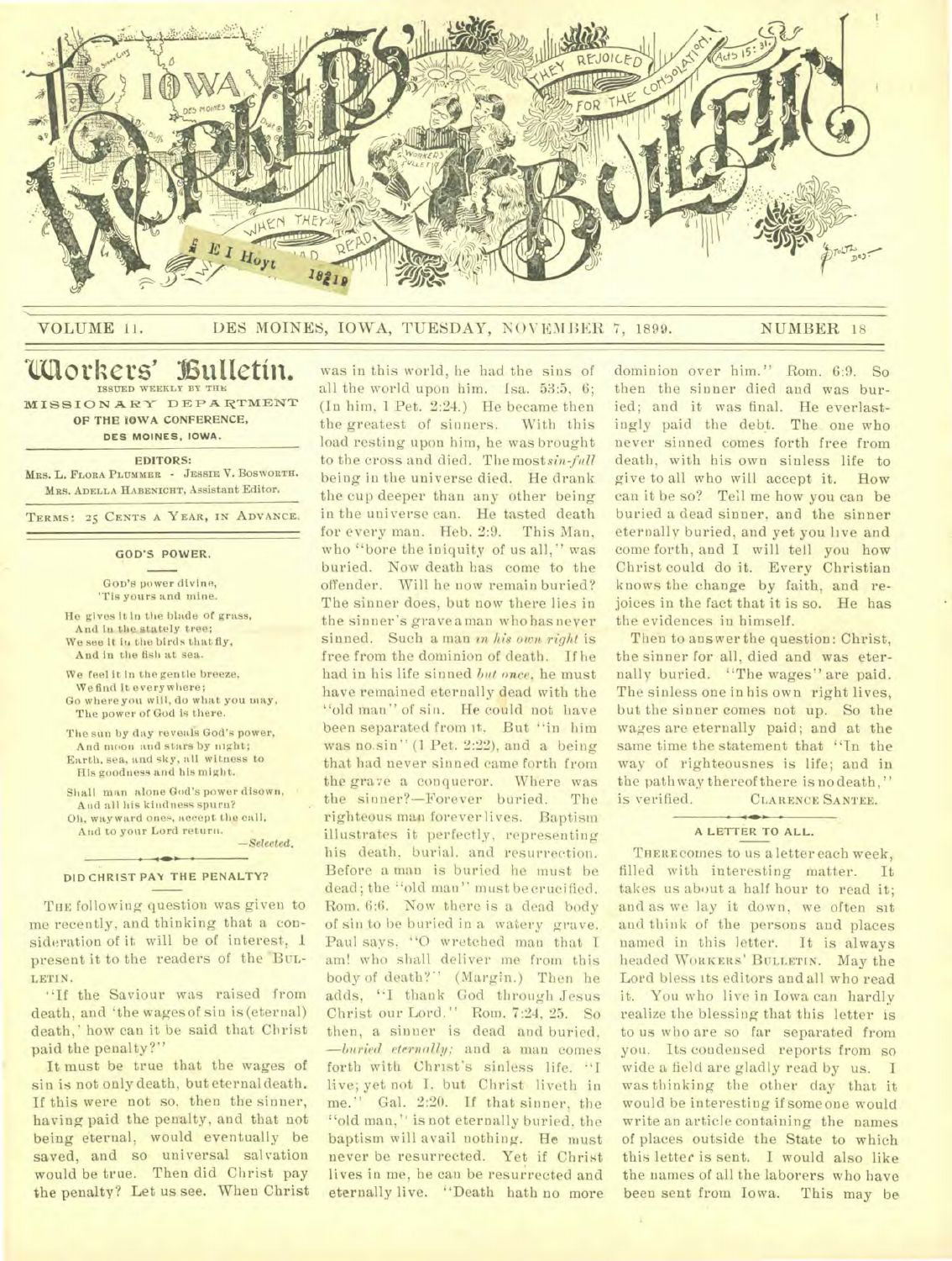# THE IOWA WORKERS' BULLETIN

VOLUME 11. DES MOINES, IOWA, TUESDAY, NOVEMBER 7, 1899. NUMBER 18

## Workers' Bulletin.

ISSUED WEEKLY BY THE MISSIONARY DEPARTMENT OF THE IOWA CONFERENCE, DES MOINES, IOWA.

EDITORS:
MRS. L. FLORA PLUMMER - JESSIE V. BOSWORTH.
MRS. ADELLA HABENICHT, Assistant Editor.

TERMS: 25 CENTS A YEAR, IN ADVANCE.

### GOD'S POWER.

God's power divine,
'Tis yours and mine.

He gives it in the blade of grass,
And in the stately tree;
We see it in the birds that fly,
And in the fish at sea.

We feel it in the gentle breeze,
We find it everywhere;
Go where you will, do what you may,
The power of God is there.

The sun by day reveals God's power,
And moon and stars by night;
Earth, sea, and sky, all witness to
His goodness and his might.

Shall man alone God's power disown,
And all his kindness spurn?
Oh, wayward ones, accept the call,
And to your Lord return.

—*Selected.*

### DID CHRIST PAY THE PENALTY?

THE following question was given to me recently, and thinking that a consideration of it will be of interest, I present it to the readers of the BULLETIN.

"If the Saviour was raised from death, and 'the wages of sin is (eternal) death,' how can it be said that Christ paid the penalty?"

It must be true that the wages of sin is not only death, but eternal death. If this were not so, then the sinner, having paid the penalty, and that not being eternal, would eventually be saved, and so universal salvation would be true. Then did Christ pay the penalty? Let us see. When Christ was in this world, he had the sins of all the world upon him. Isa. 53:5, 6; (In him, 1 Pet. 2:24.) He became then the greatest of sinners. With this load resting upon him, he was brought to the cross and died. The most *sin-full* being in the universe died. He drank the cup deeper than any other being in the universe can. He tasted death for every man. Heb. 2:9. This Man, who "bore the iniquity of us all," was buried. Now death has come to the offender. Will he now remain buried? The sinner does, but now there lies in the sinner's grave a man who has never sinned. Such a man *in his own right* is free from the dominion of death. If he had in his life sinned *but once*, he must have remained eternally dead with the "old man" of sin. He could not have been separated from it. But "in him was no sin" (1 Pet. 2:22), and a being that had never sinned came forth from the grave a conqueror. Where was the sinner?—Forever buried. The righteous man forever lives. Baptism illustrates it perfectly, representing his death, burial, and resurrection. Before a man is buried he must be dead; the "old man" must be crucified. Rom. 6:6. Now there is a dead body of sin to be buried in a watery grave. Paul says, "O wretched man that I am! who shall deliver me from this body of death?" (Margin.) Then he adds, "I thank God through Jesus Christ our Lord." Rom. 7:24, 25. So then, a sinner is dead and buried, —*buried eternally;* and a man comes forth with Christ's sinless life. "I live; yet not I, but Christ liveth in me." Gal. 2:20. If that sinner, the "old man," is not eternally buried, the baptism will avail nothing. He must never be resurrected. Yet if Christ lives in me, he can be resurrected and eternally live. "Death hath no more dominion over him." Rom. 6:9. So then the sinner died and was buried; and it was final. He everlastingly paid the debt. The one who never sinned comes forth free from death, with his own sinless life to give to all who will accept it. How can it be so? Tell me how you can be buried a dead sinner, and the sinner eternally buried, and yet you live and come forth, and I will tell you how Christ could do it. Every Christian knows the change by faith, and rejoices in the fact that it is so. He has the evidences in himself.

Then to answer the question: Christ, the sinner for all, died and was eternally buried. "The wages" are paid. The sinless one in his own right lives, but the sinner comes not up. So the wages are eternally paid; and at the same time the statement that "In the way of righteousnes is life; and in the pathway thereof there is no death," is verified.

CLARENCE SANTEE.

### A LETTER TO ALL.

THERE comes to us a letter each week, filled with interesting matter. It takes us about a half hour to read it; and as we lay it down, we often sit and think of the persons and places named in this letter. It is always headed WORKERS' BULLETIN. May the Lord bless its editors and all who read it. You who live in Iowa can hardly realize the blessing that this letter is to us who are so far separated from you. Its condensed reports from so wide a field are gladly read by us. I was thinking the other day that it would be interesting if some one would write an article containing the names of places outside the State to which this letter is sent. I would also like the names of all the laborers who have been sent from Iowa. This may be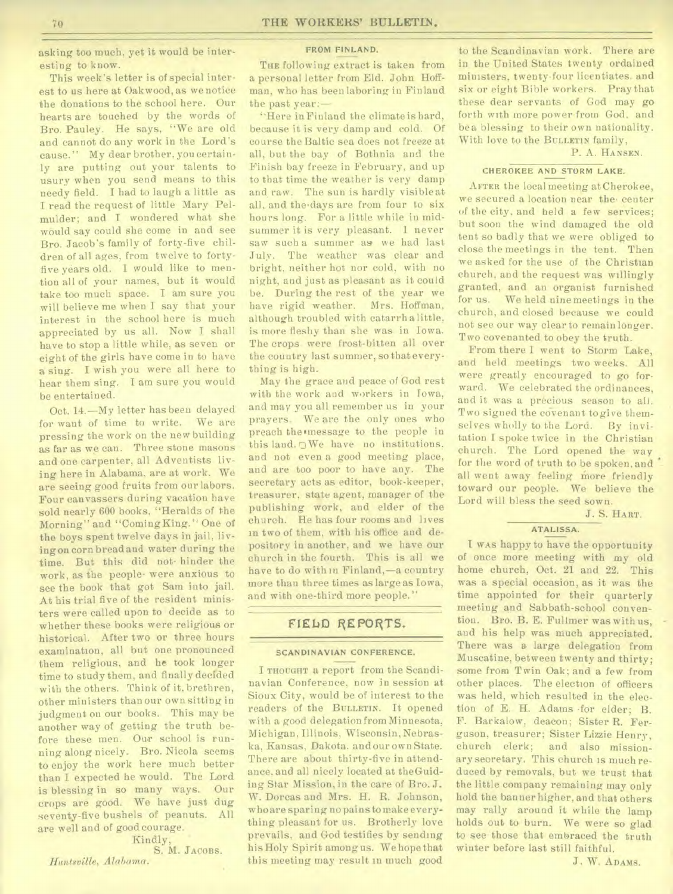asking too much, yet it would be interesting to know.

This week's letter is of special interest to us here at Oakwood, as we notice the donations to the school here. Our hearts are touched by the words of Bro. Pauley. He says, "We are old and cannot do any work in the Lord's cause." My dear brother, you certainly are putting out your talents to usury when you send means to this needy field. I had to laugh a little as I read the request of little Mary Pelmulder; and I wondered what she would say could she come in and see Bro. Jacob's family of forty-five children of all ages, from twelve to forty-five years old. I would like to mention all of your names, but it would take too much space. I am sure you will believe me when I say that your interest in the school here is much appreciated by us all. Now I shall have to stop a little while, as seven or eight of the girls have come in to have a sing. I wish you were all here to hear them sing. I am sure you would be entertained.

Oct. 14.—My letter has been delayed for want of time to write. We are pressing the work on the new building as far as we can. Three stone masons and one carpenter, all Adventists living here in Alabama, are at work. We are seeing good fruits from our labors. Four canvassers during vacation have sold nearly 600 books, "Heralds of the Morning" and "Coming King." One of the boys spent twelve days in jail, living on corn bread and water during the time. But this did not hinder the work, as the people were anxious to see the book that got Sam into jail. At his trial five of the resident ministers were called upon to decide as to whether these books were religious or historical. After two or three hours examination, all but one pronounced them religious, and he took longer time to study them, and finally decided with the others. Think of it, brethren, other ministers than our own sitting in judgment on our books. This may be another way of getting the truth before these men. Our school is running along nicely. Bro. Nicola seems to enjoy the work here much better than I expected he would. The Lord is blessing in so many ways. Our crops are good. We have just dug seventy-five bushels of peanuts. All are well and of good courage.

Kindly,
S. M. Jacobs.

*Huntsville, Alabama.*

### FROM FINLAND.

The following extract is taken from a personal letter from Eld. John Hoffman, who has been laboring in Finland the past year:—

"Here in Finland the climate is hard, because it is very damp and cold. Of course the Baltic sea does not freeze at all, but the bay of Bothnia and the Finish bay freeze in February, and up to that time the weather is very damp and raw. The sun is hardly visible at all, and the days are from four to six hours long. For a little while in midsummer it is very pleasant. I never saw such a summer as we had last July. The weather was clear and bright, neither hot nor cold, with no night, and just as pleasant as it could be. During the rest of the year we have rigid weather. Mrs. Hoffman, although troubled with catarrh a little, is more fleshy than she was in Iowa. The crops were frost-bitten all over the country last summer, so that everything is high.

May the grace and peace of God rest with the work and workers in Iowa, and may you all remember us in your prayers. We are the only ones who preach the message to the people in this land. We have no institutions, and not even a good meeting place, and are too poor to have any. The secretary acts as editor, book-keeper, treasurer, state agent, manager of the publishing work, and elder of the church. He has four rooms and lives in two of them, with his office and depository in another, and we have our church in the fourth. This is all we have to do with in Finland,—a country more than three times as large as Iowa, and with one-third more people."

## FIELD REPORTS.

### SCANDINAVIAN CONFERENCE.

I thought a report from the Scandinavian Conference, now in session at Sioux City, would be of interest to the readers of the Bulletin. It opened with a good delegation from Minnesota, Michigan, Illinois, Wisconsin, Nebraska, Kansas, Dakota, and our own State. There are about thirty-five in attendance, and all nicely located at the Guiding Star Mission, in the care of Bro. J. W. Dorcas and Mrs. H. R. Johnson, who are sparing no pains to make everything pleasant for us. Brotherly love prevails, and God testifies by sending his Holy Spirit among us. We hope that this meeting may result in much good to the Scandinavian work. There are in the United States twenty ordained ministers, twenty-four licentiates, and six or eight Bible workers. Pray that these dear servants of God may go forth with more power from God, and be a blessing to their own nationality. With love to the Bulletin family,

P. A. Hansen.

### CHEROKEE AND STORM LAKE.

After the local meeting at Cherokee, we secured a location near the center of the city, and held a few services; but soon the wind damaged the old tent so badly that we were obliged to close the meetings in the tent. Then we asked for the use of the Christian church, and the request was willingly granted, and an organist furnished for us. We held nine meetings in the church, and closed because we could not see our way clear to remain longer. Two covenanted to obey the truth.

From there I went to Storm Lake, and held meetings two weeks. All were greatly encouraged to go forward. We celebrated the ordinances, and it was a precious season to all. Two signed the covenant to give themselves wholly to the Lord. By invitation I spoke twice in the Christian church. The Lord opened the way for the word of truth to be spoken, and all went away feeling more friendly toward our people. We believe the Lord will bless the seed sown.

J. S. Hart.

### ATALISSA.

I was happy to have the opportunity of once more meeting with my old home church, Oct. 21 and 22. This was a special occasion, as it was the time appointed for their quarterly meeting and Sabbath-school convention. Bro. B. E. Fullmer was with us, and his help was much appreciated. There was a large delegation from Muscatine, between twenty and thirty; some from Twin Oak; and a few from other places. The election of officers was held, which resulted in the election of E. H. Adams for elder; B. F. Barkalow, deacon; Sister R. Ferguson, treasurer; Sister Lizzie Henry, church clerk; and also missionary secretary. This church is much reduced by removals, but we trust that the little company remaining may only hold the banner higher, and that others may rally around it while the lamp holds out to burn. We were so glad to see those that embraced the truth winter before last still faithful.

J. W. Adams.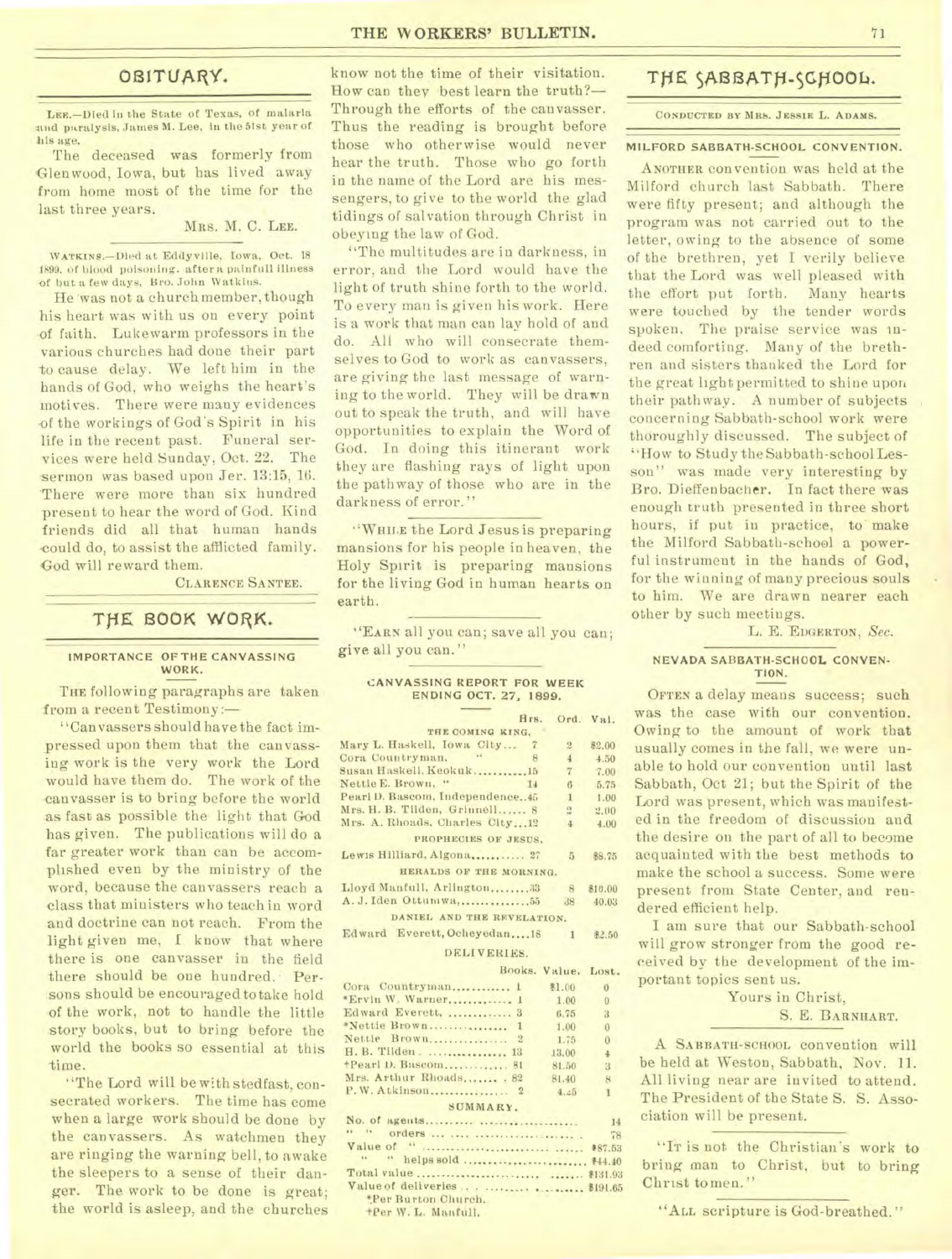## OBITUARY.

LEE.—Died in the State of Texas, of malaria and paralysis, James M. Lee, in the 51st year of his age.

The deceased was formerly from Glenwood, Iowa, but has lived away from home most of the time for the last three years.

MRS. M. C. LEE.

WATKINS.—Died at Eddyville, Iowa, Oct. 18 1899, of blood poisoning, after a painful illness of but a few days, Bro. John Watkins.

He was not a church member, though his heart was with us on every point of faith. Lukewarm professors in the various churches had done their part to cause delay. We left him in the hands of God, who weighs the heart's motives. There were many evidences of the workings of God's Spirit in his life in the recent past. Funeral services were held Sunday, Oct. 22. The sermon was based upon Jer. 13:15, 16. There were more than six hundred present to hear the word of God. Kind friends did all that human hands could do, to assist the afflicted family. God will reward them.

CLARENCE SANTEE.

## THE BOOK WORK.

### IMPORTANCE OF THE CANVASSING WORK.

THE following paragraphs are taken from a recent Testimony:—

"Canvassers should have the fact impressed upon them that the canvassing work is the very work the Lord would have them do. The work of the canvasser is to bring before the world as fast as possible the light that God has given. The publications will do a far greater work than can be accomplished even by the ministry of the word, because the canvassers reach a class that ministers who teach in word and doctrine can not reach. From the light given me, I know that where there is one canvasser in the field there should be one hundred. Persons should be encouraged to take hold of the work, not to handle the little story books, but to bring before the world the books so essential at this time.

"The Lord will be with stedfast, consecrated workers. The time has come when a large work should be done by the canvassers. As watchmen they are ringing the warning bell, to awake the sleepers to a sense of their danger. The work to be done is great; the world is asleep, and the churches know not the time of their visitation. How can they best learn the truth?—Through the efforts of the canvasser. Thus the reading is brought before those who otherwise would never hear the truth. Those who go forth in the name of the Lord are his messengers, to give to the world the glad tidings of salvation through Christ in obeying the law of God.

"The multitudes are in darkness, in error, and the Lord would have the light of truth shine forth to the world. To every man is given his work. Here is a work that man can lay hold of and do. All who will consecrate themselves to God to work as canvassers, are giving the last message of warning to the world. They will be drawn out to speak the truth, and will have opportunities to explain the Word of God. In doing this itinerant work they are flashing rays of light upon the pathway of those who are in the darkness of error."

"WHILE the Lord Jesus is preparing mansions for his people in heaven, the Holy Spirit is preparing mansions for the living God in human hearts on earth.

"EARN all you can; save all you can; give all you can."

### CANVASSING REPORT FOR WEEK ENDING OCT. 27, 1899.

| | Hrs. | Ord. | Val. |
|---|---|---|---|
| THE COMING KING. | | | |
| Mary L. Haskell, Iowa City... | 7 | 2 | $2.00 |
| Cora Countryman, " | 8 | 4 | 4.50 |
| Susan Haskell, Keokuk | 15 | 7 | 7.00 |
| Nettie E. Brown, " | 14 | 6 | 5.75 |
| Pearl D. Bascom, Independence.. | 45 | 1 | 1.00 |
| Mrs. H. B. Tilden, Grinnell | 8 | 2 | 2.00 |
| Mrs. A. Rhoads, Charles City... | 12 | 4 | 4.00 |
| PROPHECIES OF JESUS. | | | |
| Lewis Hilliard, Algona | 27 | 5 | $8.75 |
| HERALDS OF THE MORNING. | | | |
| Lloyd Manfull, Arlington | 33 | 8 | $10.00 |
| A. J. Iden Ottumwa | 55 | 38 | 40.03 |
| DANIEL AND THE REVELATION. | | | |
| Edward Everett, Ocheyedan | 18 | 1 | $2.50 |

DELIVERIES.

| | Books. | Value. | Lost. |
|---|---|---|---|
| Cora Countryman | 1 | $1.00 | 0 |
| *Ervin W. Warner | 1 | 1.00 | 0 |
| Edward Everett | 3 | 6.75 | 3 |
| *Nettie Brown | 1 | 1.00 | 0 |
| Nettie Brown | 2 | 1.75 | 0 |
| H. B. Tilden | 13 | 13.00 | 4 |
| †Pearl D. Bascom | 81 | 81.50 | 3 |
| Mrs. Arthur Rhoads | 82 | 81.40 | 8 |
| P. W. Atkinson | 2 | 4.25 | 1 |

SUMMARY.

| | |
|---|---|
| No. of agents | 14 |
| " " orders | 78 |
| Value of " | $87.53 |
| " " helps sold | $44.40 |
| Total value | $131.93 |
| Value of deliveries | $191.65 |

*Per Burton Church.
†Per W. L. Manfull.

## THE SABBATH-SCHOOL.

CONDUCTED BY MRS. JESSIE L. ADAMS.

### MILFORD SABBATH-SCHOOL CONVENTION.

ANOTHER convention was held at the Milford church last Sabbath. There were fifty present; and although the program was not carried out to the letter, owing to the absence of some of the brethren, yet I verily believe that the Lord was well pleased with the effort put forth. Many hearts were touched by the tender words spoken. The praise service was indeed comforting. Many of the brethren and sisters thanked the Lord for the great light permitted to shine upon their pathway. A number of subjects concerning Sabbath-school work were thoroughly discussed. The subject of "How to Study the Sabbath-school Lesson" was made very interesting by Bro. Dieffenbacher. In fact there was enough truth presented in three short hours, if put in practice, to make the Milford Sabbath-school a powerful instrument in the hands of God, for the winning of many precious souls to him. We are drawn nearer each other by such meetings.

L. E. EDGERTON, *Sec.*

### NEVADA SABBATH-SCHOOL CONVENTION.

OFTEN a delay means success; such was the case with our convention. Owing to the amount of work that usually comes in the fall, we were unable to hold our convention until last Sabbath, Oct 21; but the Spirit of the Lord was present, which was manifested in the freedom of discussion and the desire on the part of all to become acquainted with the best methods to make the school a success. Some were present from State Center, and rendered efficient help.

I am sure that our Sabbath-school will grow stronger from the good received by the development of the important topics sent us.

Yours in Christ,
S. E. BARNHART.

A SABBATH-SCHOOL convention will be held at Weston, Sabbath, Nov. 11. All living near are invited to attend. The President of the State S. S. Association will be present.

"IT is not the Christian's work to bring man to Christ, but to bring Christ to men."

"ALL scripture is God-breathed."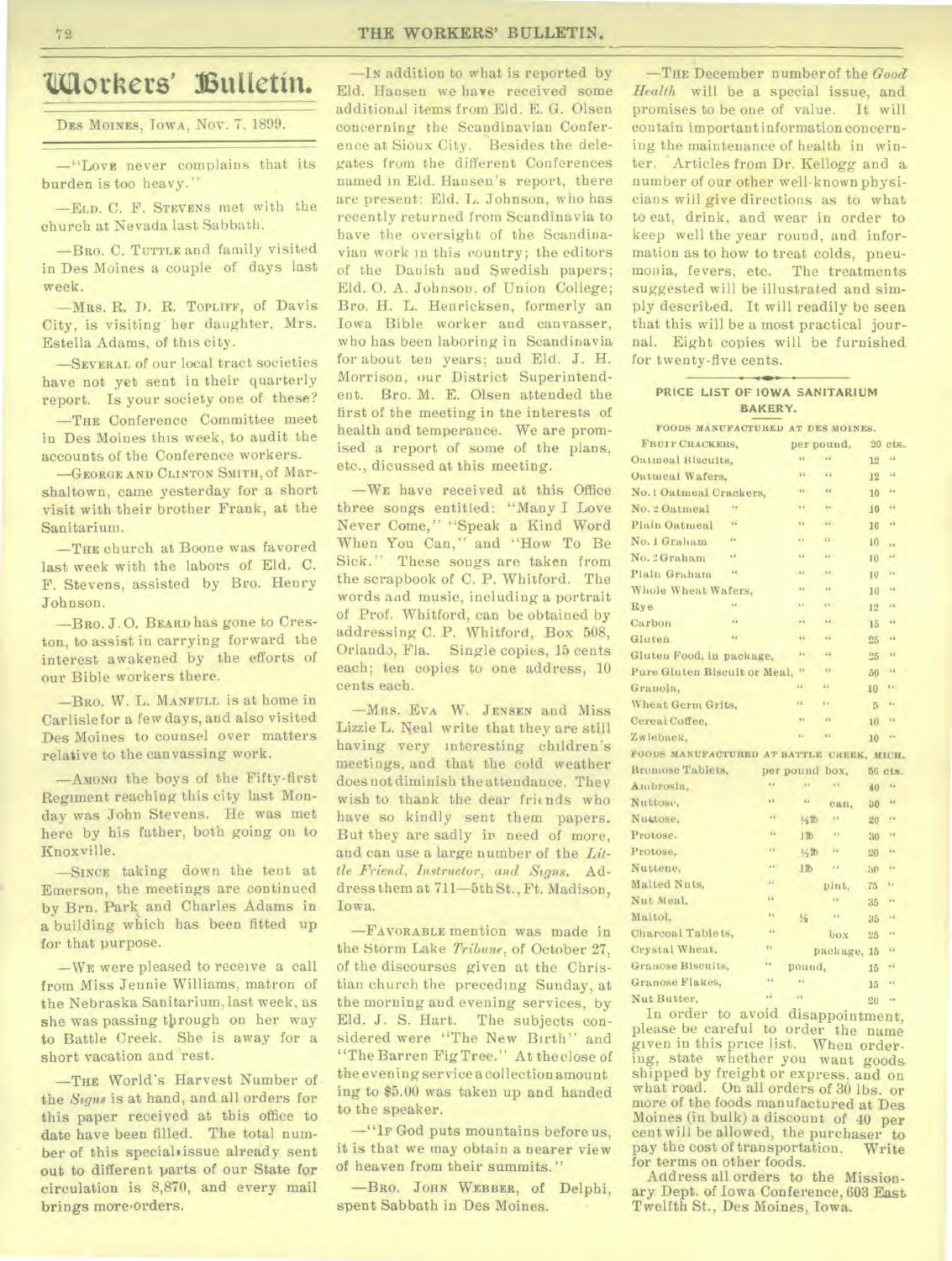# Workers' Bulletin.

DES MOINES, IOWA, NOV. 7, 1899.

—"LOVE never complains that its burden is too heavy."

—ELD. C. F. STEVENS met with the church at Nevada last Sabbath.

—BRO. C. TUTTLE and family visited in Des Moines a couple of days last week.

—MRS. R. D. R. TOPLIFF, of Davis City, is visiting her daughter, Mrs. Estella Adams, of this city.

—SEVERAL of our local tract societies have not yet sent in their quarterly report. Is your society one of these?

—THE Conference Committee meet in Des Moines this week, to audit the accounts of the Conference workers.

—GEORGE AND CLINTON SMITH, of Marshaltown, came yesterday for a short visit with their brother Frank, at the Sanitarium.

—THE church at Boone was favored last week with the labors of Eld. C. F. Stevens, assisted by Bro. Henry Johnson.

—BRO. J. O. BEARD has gone to Creston, to assist in carrying forward the interest awakened by the efforts of our Bible workers there.

—BRO. W. L. MANFULL is at home in Carlisle for a few days, and also visited Des Moines to counsel over matters relative to the canvassing work.

—AMONG the boys of the Fifty-first Regiment reaching this city last Monday was John Stevens. He was met here by his father, both going on to Knoxville.

—SINCE taking down the tent at Emerson, the meetings are continued by Brn. Park and Charles Adams in a building which has been fitted up for that purpose.

—WE were pleased to receive a call from Miss Jennie Williams, matron of the Nebraska Sanitarium, last week, as she was passing through on her way to Battle Creek. She is away for a short vacation and rest.

—THE World's Harvest Number of the *Signs* is at hand, and all orders for this paper received at this office to date have been filled. The total number of this special issue already sent out to different parts of our State for circulation is 8,870, and every mail brings more orders.

—IN addition to what is reported by Eld. Hansen we have received some additional items from Eld. E. G. Olsen concerning the Scandinavian Conference at Sioux City. Besides the delegates from the different Conferences named in Eld. Hansen's report, there are present: Eld. L. Johnson, who has recently returned from Scandinavia to have the oversight of the Scandinavian work in this country; the editors of the Danish and Swedish papers; Eld. O. A. Johnson, of Union College; Bro. H. L. Henricksen, formerly an Iowa Bible worker and canvasser, who has been laboring in Scandinavia for about ten years; and Eld. J. H. Morrison, our District Superintendent. Bro. M. E. Olsen attended the first of the meeting in the interests of health and temperance. We are promised a report of some of the plans, etc., dicussed at this meeting.

—WE have received at this Office three songs entitled: "Many I Love Never Come," "Speak a Kind Word When You Can," and "How To Be Sick." These songs are taken from the scrapbook of C. P. Whitford. The words and music, including a portrait of Prof. Whitford, can be obtained by addressing C. P. Whitford, Box 508, Orlando, Fla. Single copies, 15 cents each; ten copies to one address, 10 cents each.

—MRS. EVA W. JENSEN and Miss Lizzie L. Neal write that they are still having very interesting children's meetings, and that the cold weather does not diminish the attendance. They wish to thank the dear friends who have so kindly sent them papers. But they are sadly in need of more, and can use a large number of the *Little Friend, Instructor, and Signs.* Address them at 711—5th St., Ft. Madison, Iowa.

—FAVORABLE mention was made in the Storm Lake *Tribune*, of October 27, of the discourses given at the Christian church the preceding Sunday, at the morning and evening services, by Eld. J. S. Hart. The subjects considered were "The New Birth" and "The Barren Fig Tree." At the close of the evening service a collection amounting to $5.00 was taken up and handed to the speaker.

—"IF God puts mountains before us, it is that we may obtain a nearer view of heaven from their summits."

—BRO. JOHN WEBBER, of Delphi, spent Sabbath in Des Moines.

—THE December number of the *Good Health* will be a special issue, and promises to be one of value. It will contain important information concerning the maintenance of health in winter. Articles from Dr. Kellogg and a number of our other well-known physicians will give directions as to what to eat, drink, and wear in order to keep well the year round, and information as to how to treat colds, pneumonia, fevers, etc. The treatments suggested will be illustrated and simply described. It will readily be seen that this will be a most practical journal. Eight copies will be furnished for twenty-five cents.

## PRICE LIST OF IOWA SANITARIUM BAKERY.

FOODS MANUFACTURED AT DES MOINES.

| | | |
|---|---|---|
| Fruit Crackers, | per pound, | 20 cts. |
| Oatmeal Biscuits, | " " | 12 " |
| Oatmeal Wafers, | " " | 12 " |
| No. 1 Oatmeal Crackers, | " " | 10 " |
| No. 2 Oatmeal " | " " | 10 " |
| Plain Oatmeal " | " " | 10 " |
| No. 1 Graham " | " " | 10 " |
| No. 2 Graham " | " " | 10 " |
| Plain Graham " | " " | 10 " |
| Whole Wheat Wafers, | " " | 10 " |
| Rye " | " " | 12 " |
| Carbon " | " " | 15 " |
| Gluten " | " " | 25 " |
| Gluten Food, in package, | " " | 25 " |
| Pure Gluten Biscuit or Meal, | " " | 50 " |
| Granola, | " " | 10 " |
| Wheat Germ Grits, | " " | 5 " |
| Cereal Coffee, | " " | 10 " |
| Zwieback, | " " | 10 " |

FOODS MANUFACTURED AT BATTLE CREEK, MICH.

| | | |
|---|---|---|
| Bromose Tablets, | per pound box, | 50 cts. |
| Ambrosia, | " " " | 40 " |
| Nuttose, | " " can, | 30 " |
| Nuttose, | " ½ lb " | 20 " |
| Protose, | " 1 lb " | 30 " |
| Protose, | " ½ lb " | 20 " |
| Nuttene, | " 1 lb " | 50 " |
| Malted Nuts, | " pint, | 75 " |
| Nut Meal, | " " | 35 " |
| Maltol, | " ½ " | 35 " |
| Charcoal Tablets, | " box | 25 " |
| Crystal Wheat, | " package, | 15 " |
| Granose Biscuits, | " pound, | 15 " |
| Granose Flakes, | " " | 15 " |
| Nut Butter, | " " | 20 " |

In order to avoid disappointment, please be careful to order the name given in this price list. When ordering, state whether you want goods shipped by freight or express, and on what road. On all orders of 30 lbs. or more of the foods manufactured at Des Moines (in bulk) a discount of 40 per cent will be allowed, the purchaser to pay the cost of transportation. Write for terms on other foods.

Address all orders to the Missionary Dept. of Iowa Conference, 603 East Twelfth St., Des Moines, Iowa.